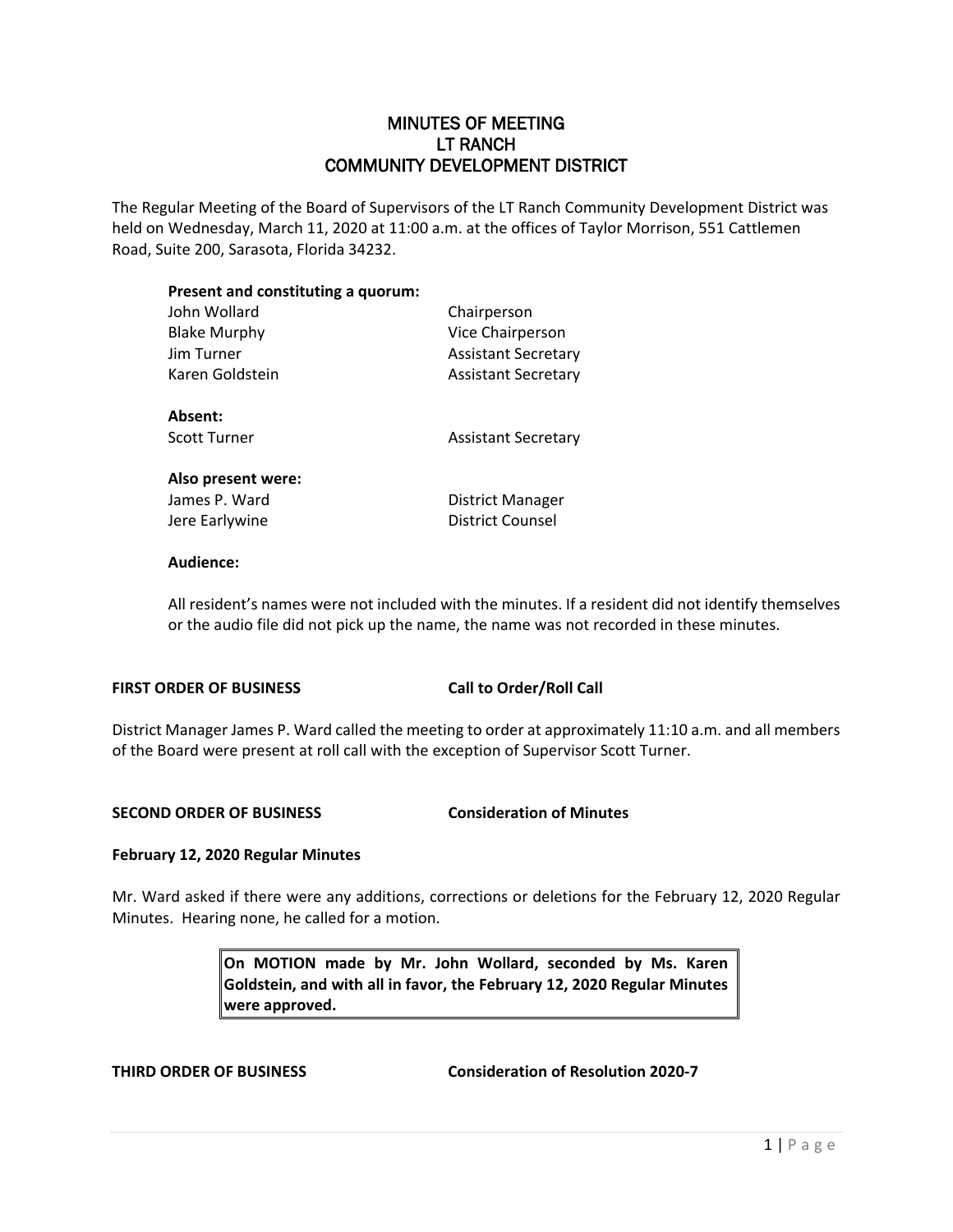# MINUTES OF MEETING
# LT RANCH
# COMMUNITY DEVELOPMENT DISTRICT

The Regular Meeting of the Board of Supervisors of the LT Ranch Community Development District was held on Wednesday, March 11, 2020 at 11:00 a.m. at the offices of Taylor Morrison, 551 Cattlemen Road, Suite 200, Sarasota, Florida 34232.

**Present and constituting a quorum:**

| | |
|---|---|
| John Wollard | Chairperson |
| Blake Murphy | Vice Chairperson |
| Jim Turner | Assistant Secretary |
| Karen Goldstein | Assistant Secretary |

**Absent:**

| | |
|---|---|
| Scott Turner | Assistant Secretary |

**Also present were:**

| | |
|---|---|
| James P. Ward | District Manager |
| Jere Earlywine | District Counsel |

**Audience:**

All resident's names were not included with the minutes. If a resident did not identify themselves or the audio file did not pick up the name, the name was not recorded in these minutes.

**FIRST ORDER OF BUSINESS** **Call to Order/Roll Call**

District Manager James P. Ward called the meeting to order at approximately 11:10 a.m. and all members of the Board were present at roll call with the exception of Supervisor Scott Turner.

**SECOND ORDER OF BUSINESS** **Consideration of Minutes**

**February 12, 2020 Regular Minutes**

Mr. Ward asked if there were any additions, corrections or deletions for the February 12, 2020 Regular Minutes. Hearing none, he called for a motion.

> **On MOTION made by Mr. John Wollard, seconded by Ms. Karen Goldstein, and with all in favor, the February 12, 2020 Regular Minutes were approved.**

**THIRD ORDER OF BUSINESS** **Consideration of Resolution 2020-7**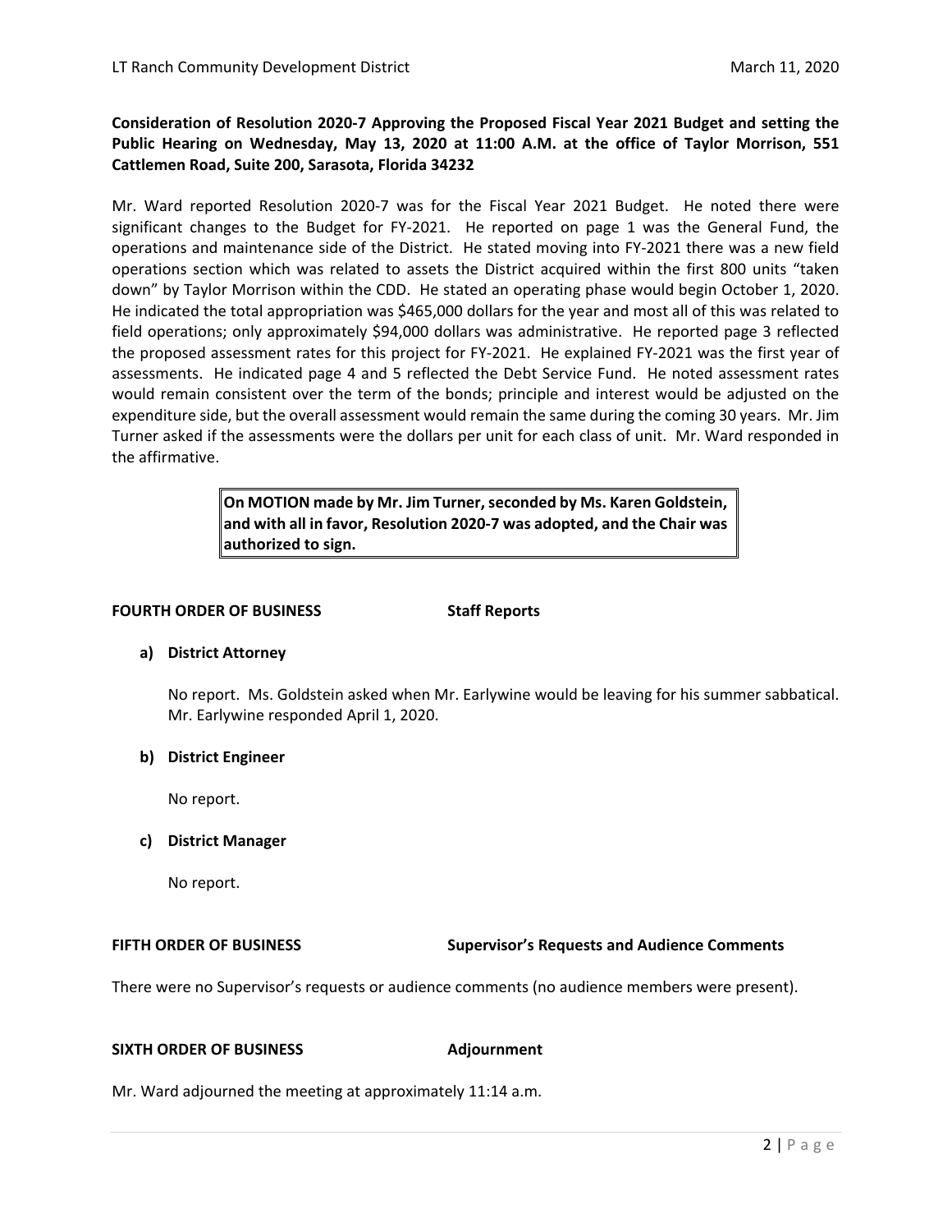**Consideration of Resolution 2020-7 Approving the Proposed Fiscal Year 2021 Budget and setting the Public Hearing on Wednesday, May 13, 2020 at 11:00 A.M. at the office of Taylor Morrison, 551 Cattlemen Road, Suite 200, Sarasota, Florida 34232**

Mr. Ward reported Resolution 2020-7 was for the Fiscal Year 2021 Budget. He noted there were significant changes to the Budget for FY-2021. He reported on page 1 was the General Fund, the operations and maintenance side of the District. He stated moving into FY-2021 there was a new field operations section which was related to assets the District acquired within the first 800 units "taken down" by Taylor Morrison within the CDD. He stated an operating phase would begin October 1, 2020. He indicated the total appropriation was $465,000 dollars for the year and most all of this was related to field operations; only approximately $94,000 dollars was administrative. He reported page 3 reflected the proposed assessment rates for this project for FY-2021. He explained FY-2021 was the first year of assessments. He indicated page 4 and 5 reflected the Debt Service Fund. He noted assessment rates would remain consistent over the term of the bonds; principle and interest would be adjusted on the expenditure side, but the overall assessment would remain the same during the coming 30 years. Mr. Jim Turner asked if the assessments were the dollars per unit for each class of unit. Mr. Ward responded in the affirmative.

> **On MOTION made by Mr. Jim Turner, seconded by Ms. Karen Goldstein, and with all in favor, Resolution 2020-7 was adopted, and the Chair was authorized to sign.**

**FOURTH ORDER OF BUSINESS** **Staff Reports**

**a) District Attorney**

No report. Ms. Goldstein asked when Mr. Earlywine would be leaving for his summer sabbatical. Mr. Earlywine responded April 1, 2020.

**b) District Engineer**

No report.

**c) District Manager**

No report.

**FIFTH ORDER OF BUSINESS** **Supervisor's Requests and Audience Comments**

There were no Supervisor's requests or audience comments (no audience members were present).

**SIXTH ORDER OF BUSINESS** **Adjournment**

Mr. Ward adjourned the meeting at approximately 11:14 a.m.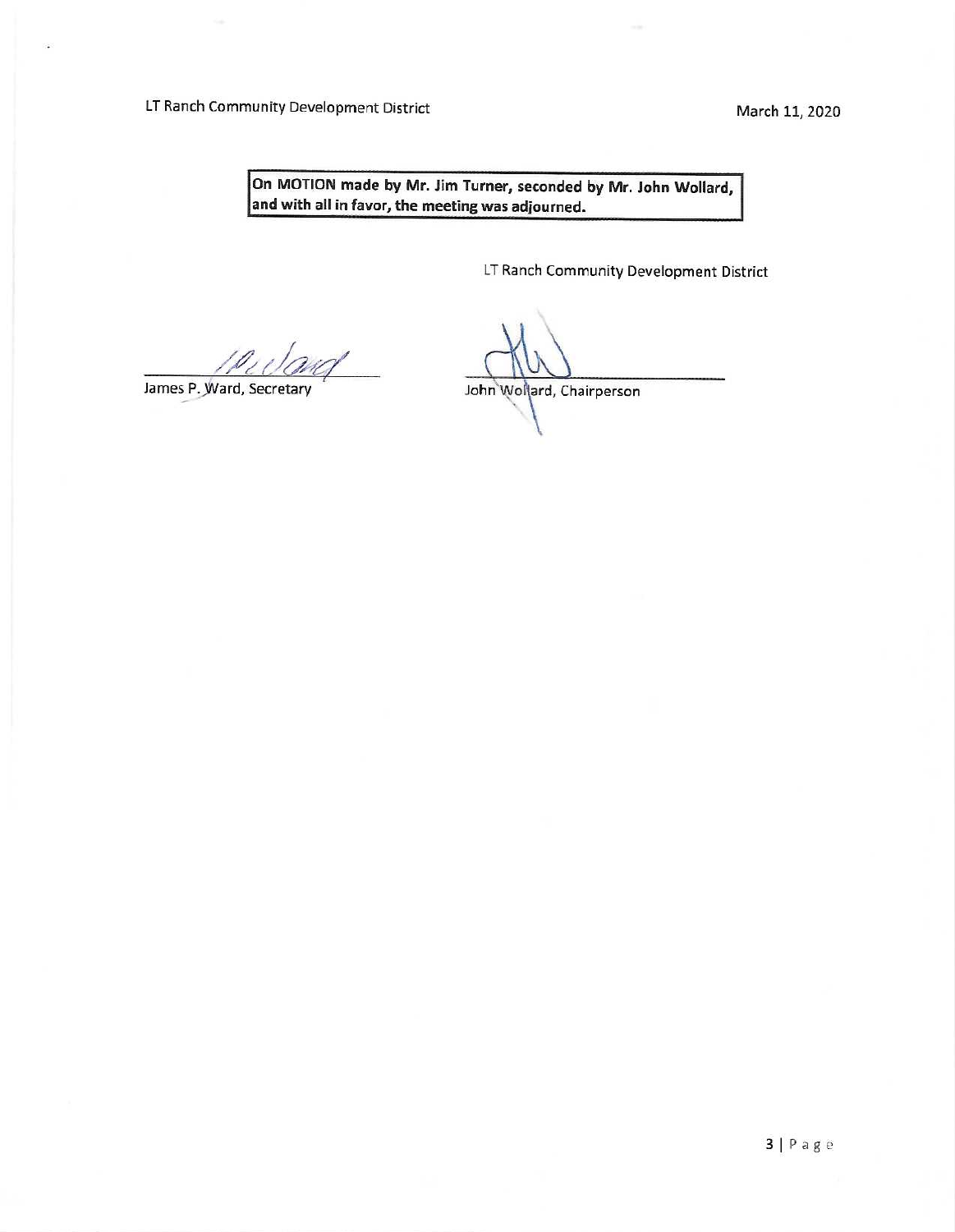**On MOTION made by Mr. Jim Turner, seconded by Mr. John Wollard, and with all in favor, the meeting was adjourned.**

LT Ranch Community Development District

James P. Ward, Secretary

John Wollard, Chairperson